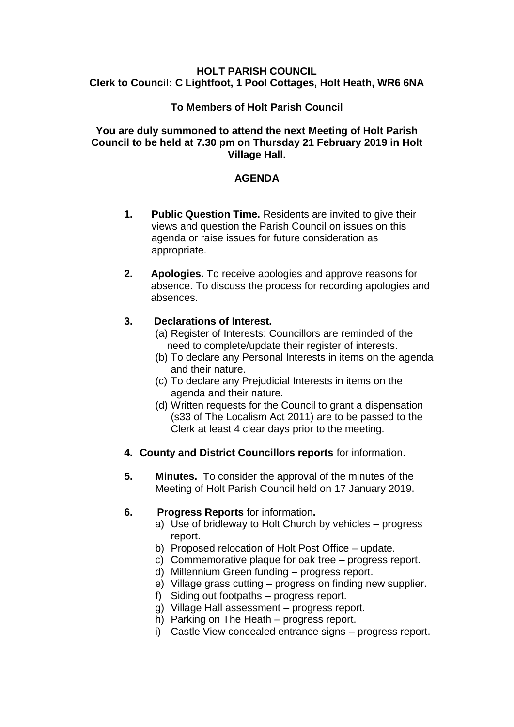**HOLT PARISH COUNCIL**
**Clerk to Council: C Lightfoot, 1 Pool Cottages, Holt Heath, WR6 6NA**

**To Members of Holt Parish Council**

**You are duly summoned to attend the next Meeting of Holt Parish Council to be held at 7.30 pm on Thursday 21 February 2019 in Holt Village Hall.**

## AGENDA

1. **Public Question Time.** Residents are invited to give their views and question the Parish Council on issues on this agenda or raise issues for future consideration as appropriate.

2. **Apologies.** To receive apologies and approve reasons for absence. To discuss the process for recording apologies and absences.

3. **Declarations of Interest.**
   - (a) Register of Interests: Councillors are reminded of the need to complete/update their register of interests.
   - (b) To declare any Personal Interests in items on the agenda and their nature.
   - (c) To declare any Prejudicial Interests in items on the agenda and their nature.
   - (d) Written requests for the Council to grant a dispensation (s33 of The Localism Act 2011) are to be passed to the Clerk at least 4 clear days prior to the meeting.

4. **County and District Councillors reports** for information.

5. **Minutes.** To consider the approval of the minutes of the Meeting of Holt Parish Council held on 17 January 2019.

6. **Progress Reports** for information**.**
   - a) Use of bridleway to Holt Church by vehicles – progress report.
   - b) Proposed relocation of Holt Post Office – update.
   - c) Commemorative plaque for oak tree – progress report.
   - d) Millennium Green funding – progress report.
   - e) Village grass cutting – progress on finding new supplier.
   - f) Siding out footpaths – progress report.
   - g) Village Hall assessment – progress report.
   - h) Parking on The Heath – progress report.
   - i) Castle View concealed entrance signs – progress report.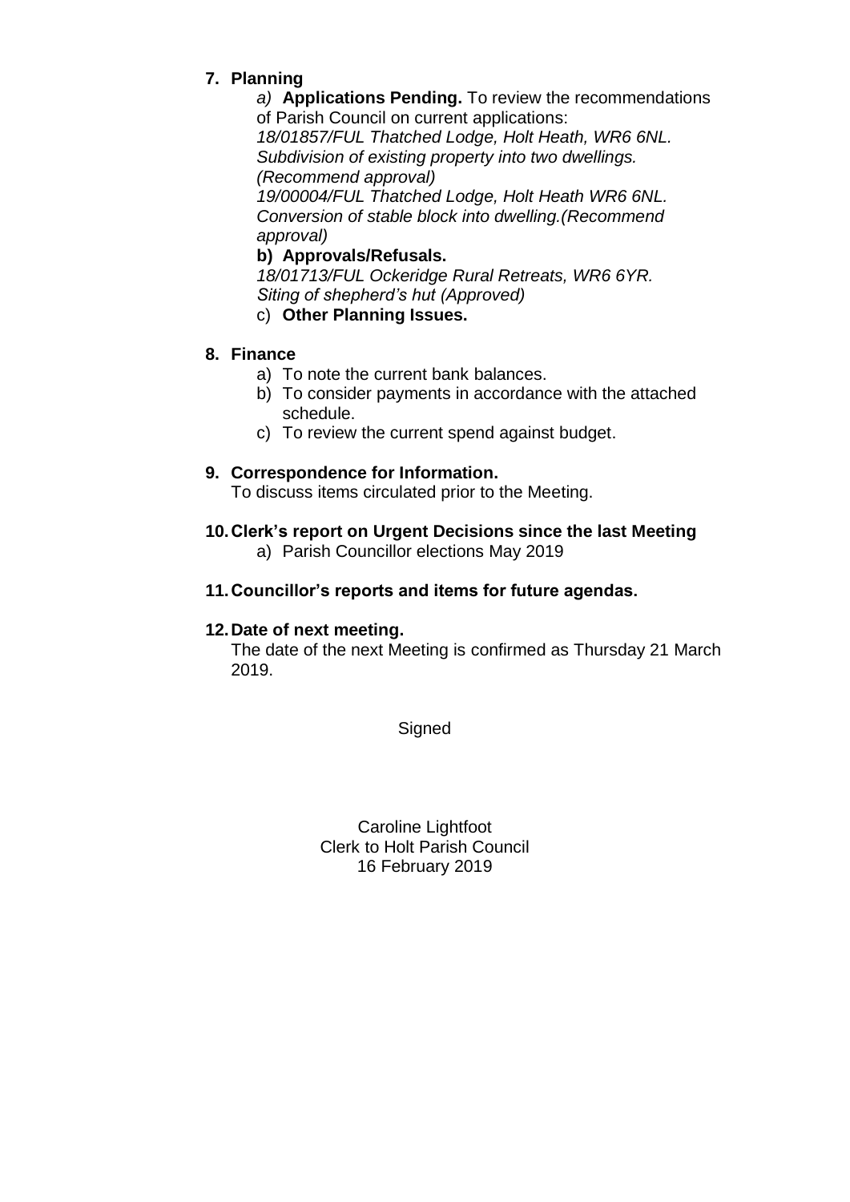**7. Planning**

*a)* **Applications Pending.** To review the recommendations of Parish Council on current applications:

*18/01857/FUL Thatched Lodge, Holt Heath, WR6 6NL. Subdivision of existing property into two dwellings. (Recommend approval)*

*19/00004/FUL Thatched Lodge, Holt Heath WR6 6NL. Conversion of stable block into dwelling.(Recommend approval)*

**b) Approvals/Refusals.**

*18/01713/FUL Ockeridge Rural Retreats, WR6 6YR. Siting of shepherd's hut (Approved)*

c) **Other Planning Issues.**

**8. Finance**

a) To note the current bank balances.
b) To consider payments in accordance with the attached schedule.
c) To review the current spend against budget.

**9. Correspondence for Information.**

To discuss items circulated prior to the Meeting.

**10. Clerk's report on Urgent Decisions since the last Meeting**

a) Parish Councillor elections May 2019

**11. Councillor's reports and items for future agendas.**

**12. Date of next meeting.**

The date of the next Meeting is confirmed as Thursday 21 March 2019.

Signed

Caroline Lightfoot
Clerk to Holt Parish Council
16 February 2019